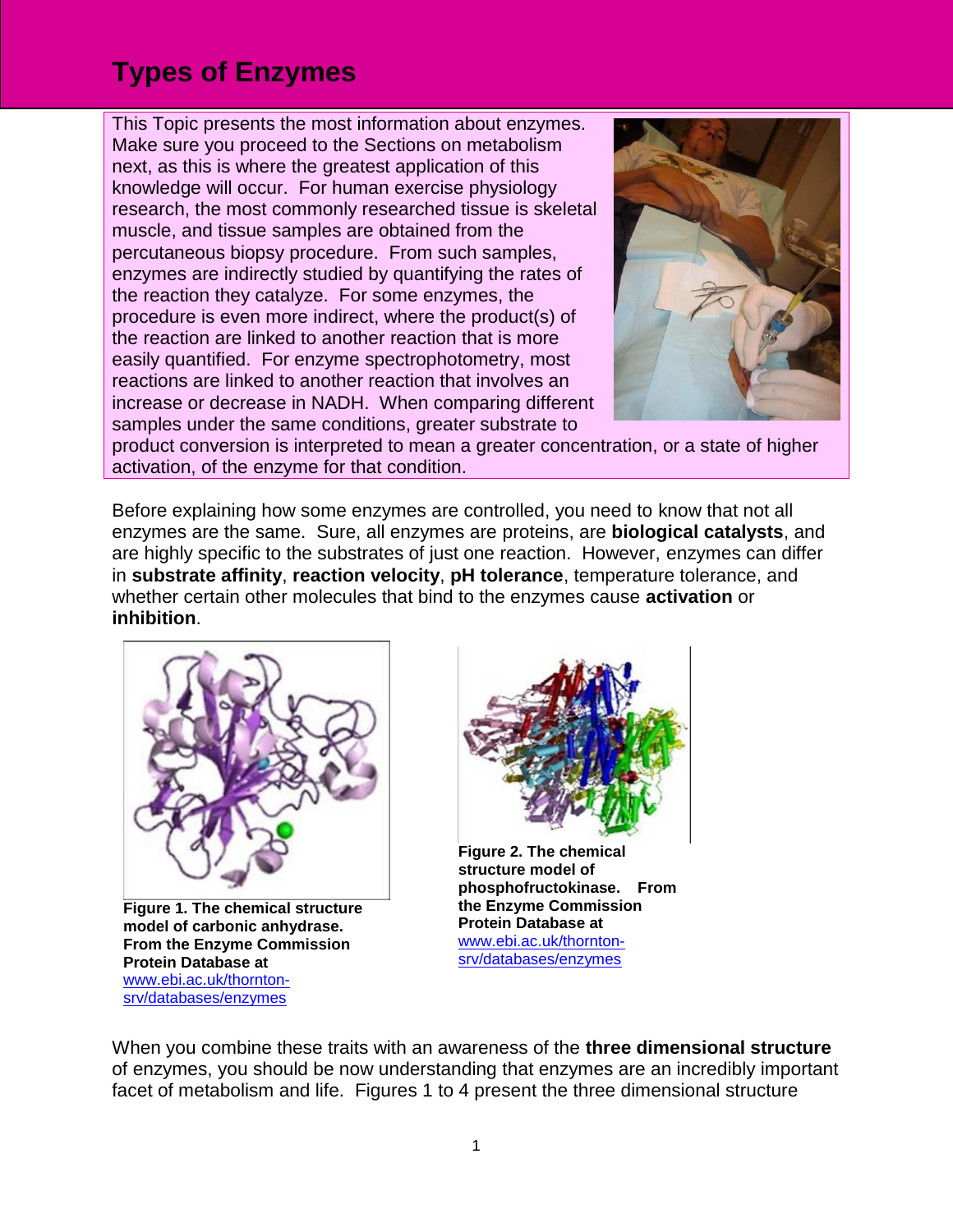# Types of Enzymes

This Topic presents the most information about enzymes. Make sure you proceed to the Sections on metabolism next, as this is where the greatest application of this knowledge will occur. For human exercise physiology research, the most commonly researched tissue is skeletal muscle, and tissue samples are obtained from the percutaneous biopsy procedure. From such samples, enzymes are indirectly studied by quantifying the rates of the reaction they catalyze. For some enzymes, the procedure is even more indirect, where the product(s) of the reaction are linked to another reaction that is more easily quantified. For enzyme spectrophotometry, most reactions are linked to another reaction that involves an increase or decrease in NADH. When comparing different samples under the same conditions, greater substrate to product conversion is interpreted to mean a greater concentration, or a state of higher activation, of the enzyme for that condition.

Before explaining how some enzymes are controlled, you need to know that not all enzymes are the same. Sure, all enzymes are proteins, are **biological catalysts**, and are highly specific to the substrates of just one reaction. However, enzymes can differ in **substrate affinity**, **reaction velocity**, **pH tolerance**, temperature tolerance, and whether certain other molecules that bind to the enzymes cause **activation** or **inhibition**.

**Figure 1. The chemical structure model of carbonic anhydrase. From the Enzyme Commission Protein Database at** www.ebi.ac.uk/thornton-srv/databases/enzymes

**Figure 2. The chemical structure model of phosphofructokinase. From the Enzyme Commission Protein Database at** www.ebi.ac.uk/thornton-srv/databases/enzymes

When you combine these traits with an awareness of the **three dimensional structure** of enzymes, you should be now understanding that enzymes are an incredibly important facet of metabolism and life. Figures 1 to 4 present the three dimensional structure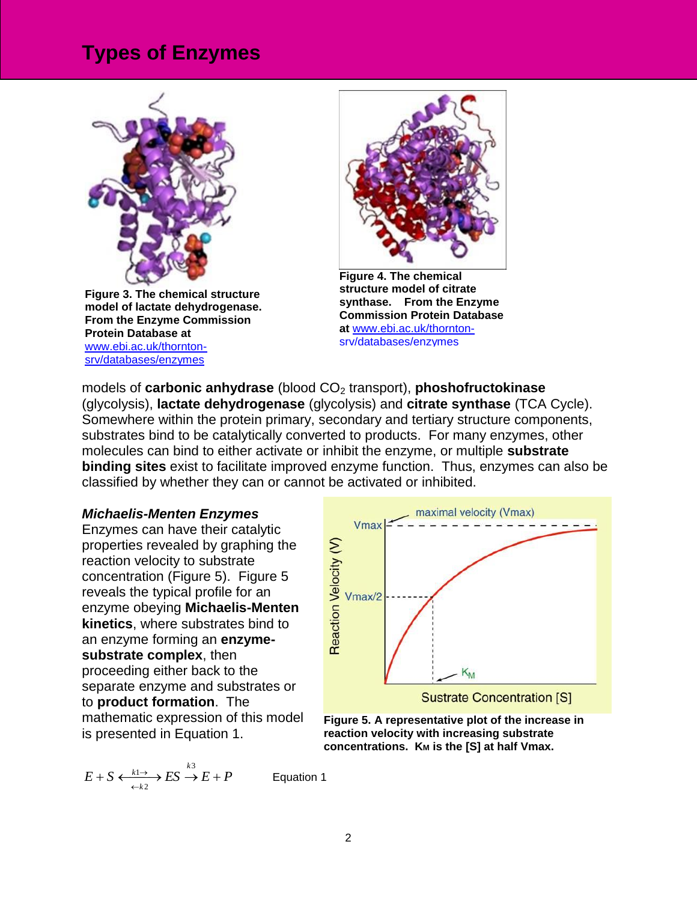## Types of Enzymes

Figure 3. The chemical structure model of lactate dehydrogenase. From the Enzyme Commission Protein Database at www.ebi.ac.uk/thornton-srv/databases/enzymes

Figure 4. The chemical structure model of citrate synthase. From the Enzyme Commission Protein Database at www.ebi.ac.uk/thornton-srv/databases/enzymes

models of **carbonic anhydrase** (blood $CO_2$ transport), **phoshofructokinase** (glycolysis), **lactate dehydrogenase** (glycolysis) and **citrate synthase** (TCA Cycle). Somewhere within the protein primary, secondary and tertiary structure components, substrates bind to be catalytically converted to products. For many enzymes, other molecules can bind to either activate or inhibit the enzyme, or multiple **substrate binding sites** exist to facilitate improved enzyme function. Thus, enzymes can also be classified by whether they can or cannot be activated or inhibited.

### *Michaelis-Menten Enzymes*

Enzymes can have their catalytic properties revealed by graphing the reaction velocity to substrate concentration (Figure 5). Figure 5 reveals the typical profile for an enzyme obeying **Michaelis-Menten kinetics**, where substrates bind to an enzyme forming an **enzyme-substrate complex**, then proceeding either back to the separate enzyme and substrates or to **product formation**. The mathematic expression of this model is presented in Equation 1.

Figure 5. A representative plot of the increase in reaction velocity with increasing substrate concentrations. $K_M$ is the [S] at half Vmax.

$$E + S \underset{\leftarrow k2}{\overset{k1 \rightarrow}{\longleftrightarrow}} ES \overset{k3}{\rightarrow} E + P \qquad \text{Equation 1}$$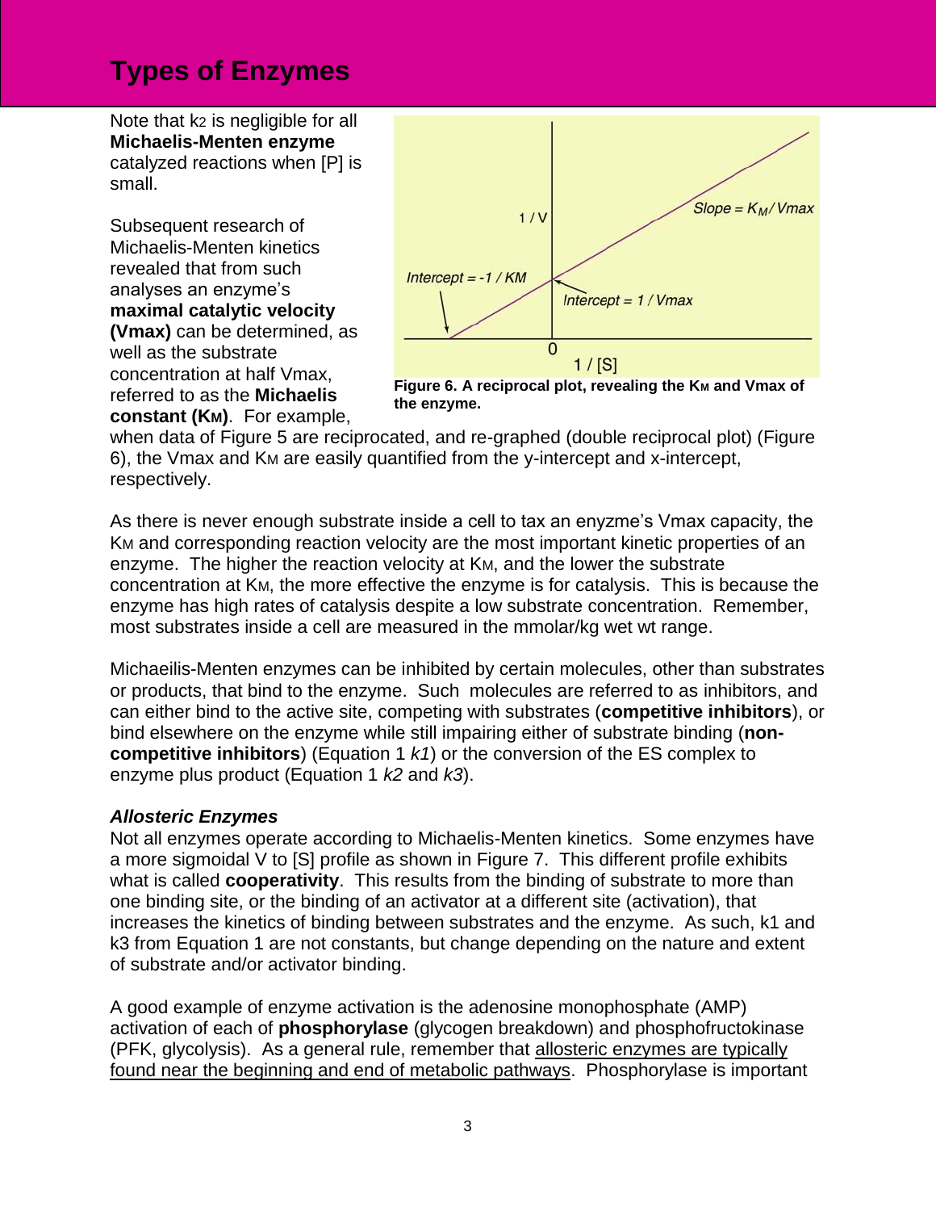# Types of Enzymes

Note that $k_2$ is negligible for all **Michaelis-Menten enzyme** catalyzed reactions when [P] is small.

Subsequent research of Michaelis-Menten kinetics revealed that from such analyses an enzyme's **maximal catalytic velocity (Vmax)** can be determined, as well as the substrate concentration at half Vmax, referred to as the **Michaelis constant ($K_M$)**. For example, when data of Figure 5 are reciprocated, and re-graphed (double reciprocal plot) (Figure 6), the Vmax and $K_M$ are easily quantified from the y-intercept and x-intercept, respectively.

**Figure 6. A reciprocal plot, revealing the $K_M$ and Vmax of the enzyme.**

As there is never enough substrate inside a cell to tax an enyzme's Vmax capacity, the $K_M$ and corresponding reaction velocity are the most important kinetic properties of an enzyme. The higher the reaction velocity at $K_M$, and the lower the substrate concentration at $K_M$, the more effective the enzyme is for catalysis. This is because the enzyme has high rates of catalysis despite a low substrate concentration. Remember, most substrates inside a cell are measured in the mmolar/kg wet wt range.

Michaeilis-Menten enzymes can be inhibited by certain molecules, other than substrates or products, that bind to the enzyme. Such molecules are referred to as inhibitors, and can either bind to the active site, competing with substrates (**competitive inhibitors**), or bind elsewhere on the enzyme while still impairing either of substrate binding (**non-competitive inhibitors**) (Equation 1 $k1$) or the conversion of the ES complex to enzyme plus product (Equation 1 $k2$ and $k3$).

### *Allosteric Enzymes*

Not all enzymes operate according to Michaelis-Menten kinetics. Some enzymes have a more sigmoidal V to [S] profile as shown in Figure 7. This different profile exhibits what is called **cooperativity**. This results from the binding of substrate to more than one binding site, or the binding of an activator at a different site (activation), that increases the kinetics of binding between substrates and the enzyme. As such, k1 and k3 from Equation 1 are not constants, but change depending on the nature and extent of substrate and/or activator binding.

A good example of enzyme activation is the adenosine monophosphate (AMP) activation of each of **phosphorylase** (glycogen breakdown) and phosphofructokinase (PFK, glycolysis). As a general rule, remember that <u>allosteric enzymes are typically found near the beginning and end of metabolic pathways</u>. Phosphorylase is important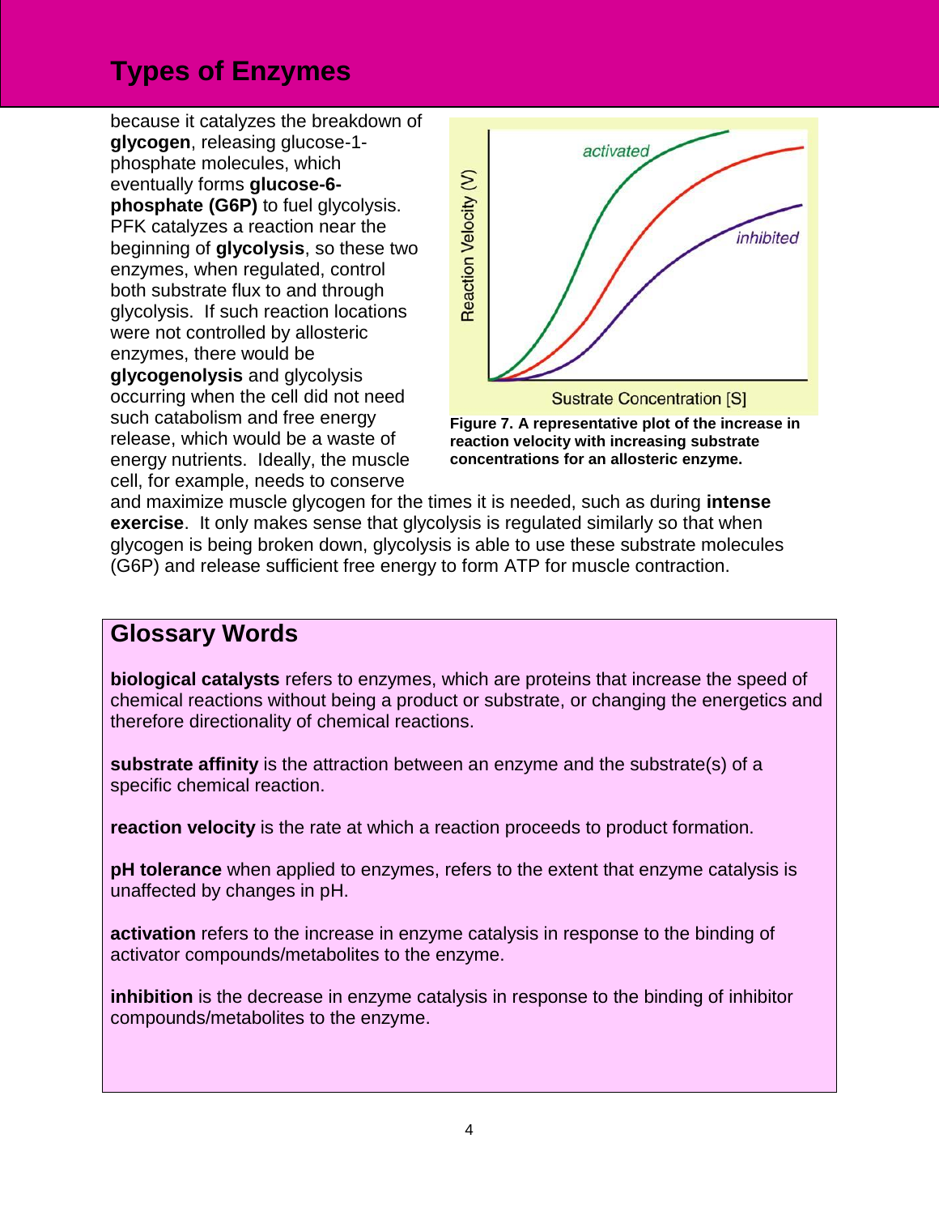# Types of Enzymes

because it catalyzes the breakdown of **glycogen**, releasing glucose-1-phosphate molecules, which eventually forms **glucose-6-phosphate (G6P)** to fuel glycolysis. PFK catalyzes a reaction near the beginning of **glycolysis**, so these two enzymes, when regulated, control both substrate flux to and through glycolysis. If such reaction locations were not controlled by allosteric enzymes, there would be **glycogenolysis** and glycolysis occurring when the cell did not need such catabolism and free energy release, which would be a waste of energy nutrients. Ideally, the muscle cell, for example, needs to conserve and maximize muscle glycogen for the times it is needed, such as during **intense exercise**. It only makes sense that glycolysis is regulated similarly so that when glycogen is being broken down, glycolysis is able to use these substrate molecules (G6P) and release sufficient free energy to form ATP for muscle contraction.

**Figure 7. A representative plot of the increase in reaction velocity with increasing substrate concentrations for an allosteric enzyme.**

## Glossary Words

**biological catalysts** refers to enzymes, which are proteins that increase the speed of chemical reactions without being a product or substrate, or changing the energetics and therefore directionality of chemical reactions.

**substrate affinity** is the attraction between an enzyme and the substrate(s) of a specific chemical reaction.

**reaction velocity** is the rate at which a reaction proceeds to product formation.

**pH tolerance** when applied to enzymes, refers to the extent that enzyme catalysis is unaffected by changes in pH.

**activation** refers to the increase in enzyme catalysis in response to the binding of activator compounds/metabolites to the enzyme.

**inhibition** is the decrease in enzyme catalysis in response to the binding of inhibitor compounds/metabolites to the enzyme.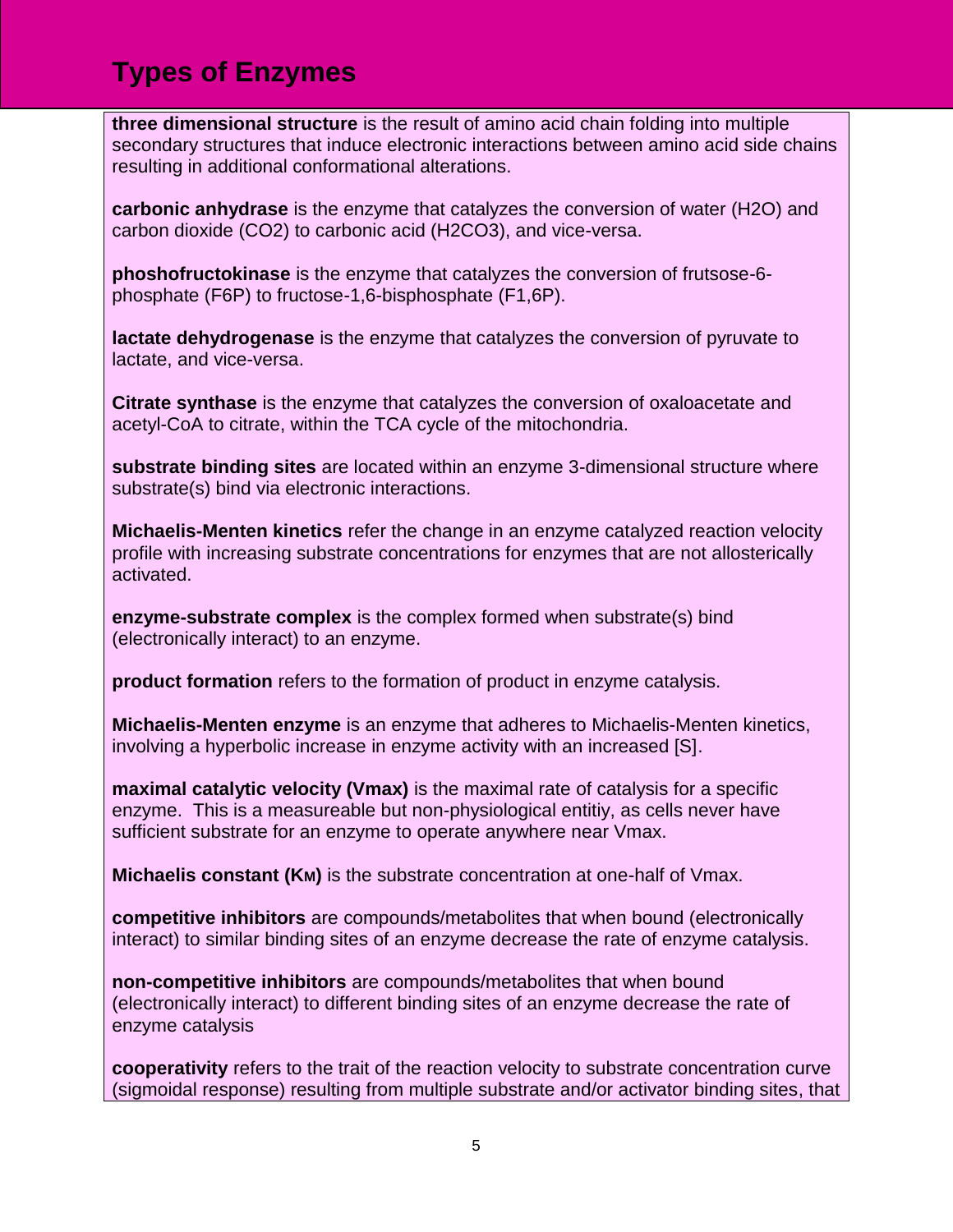# Types of Enzymes

**three dimensional structure** is the result of amino acid chain folding into multiple secondary structures that induce electronic interactions between amino acid side chains resulting in additional conformational alterations.

**carbonic anhydrase** is the enzyme that catalyzes the conversion of water ($H_2O$) and carbon dioxide ($CO_2$) to carbonic acid ($H_2CO_3$), and vice-versa.

**phoshofructokinase** is the enzyme that catalyzes the conversion of frutsose-6-phosphate (F6P) to fructose-1,6-bisphosphate (F1,6P).

**lactate dehydrogenase** is the enzyme that catalyzes the conversion of pyruvate to lactate, and vice-versa.

**Citrate synthase** is the enzyme that catalyzes the conversion of oxaloacetate and acetyl-CoA to citrate, within the TCA cycle of the mitochondria.

**substrate binding sites** are located within an enzyme 3-dimensional structure where substrate(s) bind via electronic interactions.

**Michaelis-Menten kinetics** refer the change in an enzyme catalyzed reaction velocity profile with increasing substrate concentrations for enzymes that are not allosterically activated.

**enzyme-substrate complex** is the complex formed when substrate(s) bind (electronically interact) to an enzyme.

**product formation** refers to the formation of product in enzyme catalysis.

**Michaelis-Menten enzyme** is an enzyme that adheres to Michaelis-Menten kinetics, involving a hyperbolic increase in enzyme activity with an increased [S].

**maximal catalytic velocity ($V_{max}$)** is the maximal rate of catalysis for a specific enzyme. This is a measureable but non-physiological entitiy, as cells never have sufficient substrate for an enzyme to operate anywhere near Vmax.

**Michaelis constant ($K_M$)** is the substrate concentration at one-half of Vmax.

**competitive inhibitors** are compounds/metabolites that when bound (electronically interact) to similar binding sites of an enzyme decrease the rate of enzyme catalysis.

**non-competitive inhibitors** are compounds/metabolites that when bound (electronically interact) to different binding sites of an enzyme decrease the rate of enzyme catalysis

**cooperativity** refers to the trait of the reaction velocity to substrate concentration curve (sigmoidal response) resulting from multiple substrate and/or activator binding sites, that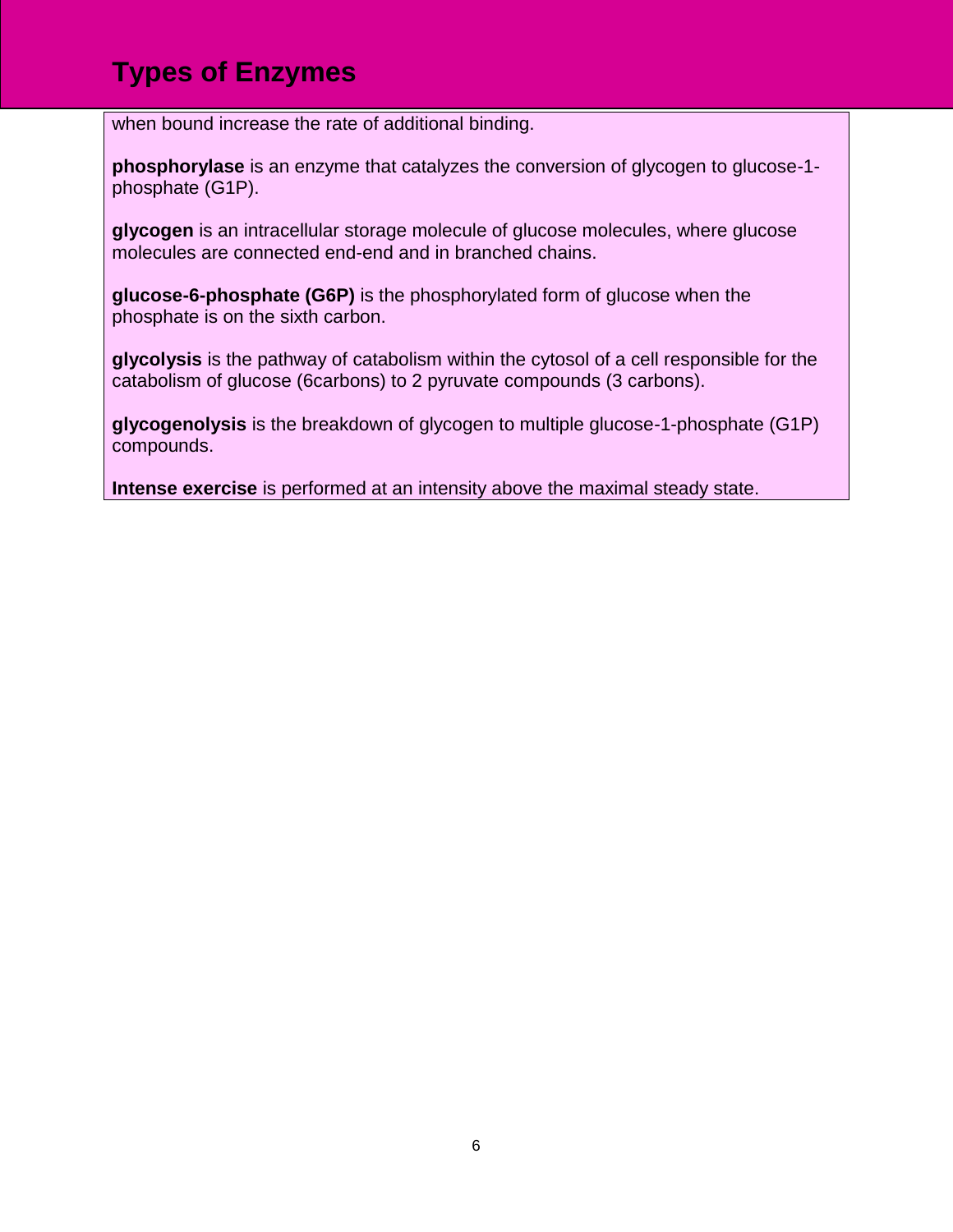# Types of Enzymes

when bound increase the rate of additional binding.

**phosphorylase** is an enzyme that catalyzes the conversion of glycogen to glucose-1-phosphate (G1P).

**glycogen** is an intracellular storage molecule of glucose molecules, where glucose molecules are connected end-end and in branched chains.

**glucose-6-phosphate (G6P)** is the phosphorylated form of glucose when the phosphate is on the sixth carbon.

**glycolysis** is the pathway of catabolism within the cytosol of a cell responsible for the catabolism of glucose (6carbons) to 2 pyruvate compounds (3 carbons).

**glycogenolysis** is the breakdown of glycogen to multiple glucose-1-phosphate (G1P) compounds.

**Intense exercise** is performed at an intensity above the maximal steady state.